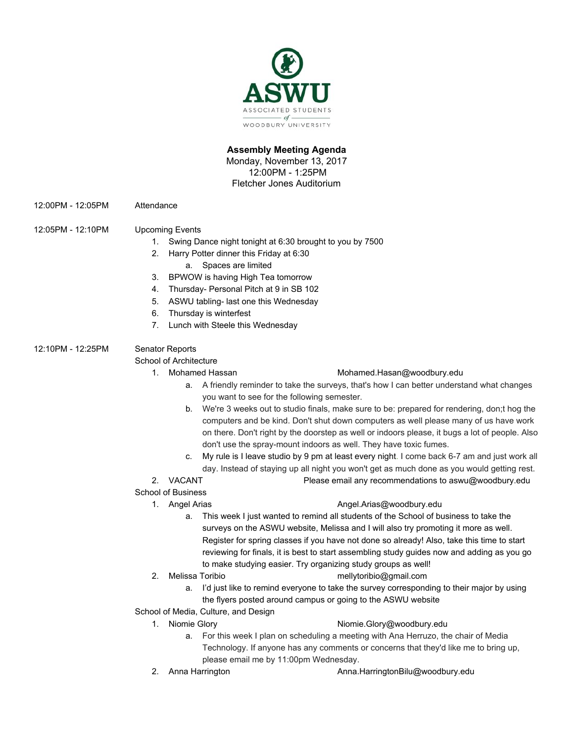ASWU
ASSOCIATED STUDENTS of WOODBURY UNIVERSITY

**Assembly Meeting Agenda**
Monday, November 13, 2017
12:00PM - 1:25PM
Fletcher Jones Auditorium

12:00PM - 12:05PM Attendance

12:05PM - 12:10PM Upcoming Events

1. Swing Dance night tonight at 6:30 brought to you by 7500
2. Harry Potter dinner this Friday at 6:30
    a. Spaces are limited
3. BPWOW is having High Tea tomorrow
4. Thursday- Personal Pitch at 9 in SB 102
5. ASWU tabling- last one this Wednesday
6. Thursday is winterfest
7. Lunch with Steele this Wednesday

12:10PM - 12:25PM Senator Reports

School of Architecture

1. Mohamed Hassan Mohamed.Hasan@woodbury.edu
    a. A friendly reminder to take the surveys, that's how I can better understand what changes you want to see for the following semester.
    b. We're 3 weeks out to studio finals, make sure to be: prepared for rendering, don;t hog the computers and be kind. Don't shut down computers as well please many of us have work on there. Don't right by the doorstep as well or indoors please, it bugs a lot of people. Also don't use the spray-mount indoors as well. They have toxic fumes.
    c. My rule is I leave studio by 9 pm at least every night. I come back 6-7 am and just work all day. Instead of staying up all night you won't get as much done as you would getting rest.
2. VACANT Please email any recommendations to aswu@woodbury.edu

School of Business

1. Angel Arias Angel.Arias@woodbury.edu
    a. This week I just wanted to remind all students of the School of business to take the surveys on the ASWU website, Melissa and I will also try promoting it more as well. Register for spring classes if you have not done so already! Also, take this time to start reviewing for finals, it is best to start assembling study guides now and adding as you go to make studying easier. Try organizing study groups as well!
2. Melissa Toribio mellytoribio@gmail.com
    a. I'd just like to remind everyone to take the survey corresponding to their major by using the flyers posted around campus or going to the ASWU website

School of Media, Culture, and Design

1. Niomie Glory Niomie.Glory@woodbury.edu
    a. For this week I plan on scheduling a meeting with Ana Herruzo, the chair of Media Technology. If anyone has any comments or concerns that they'd like me to bring up, please email me by 11:00pm Wednesday.
2. Anna Harrington Anna.HarringtonBilu@woodbury.edu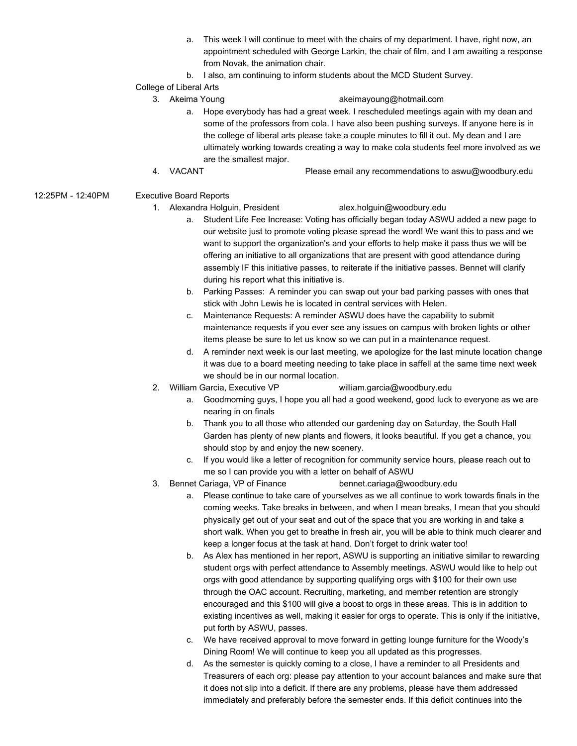a. This week I will continue to meet with the chairs of my department. I have, right now, an appointment scheduled with George Larkin, the chair of film, and I am awaiting a response from Novak, the animation chair.

b. I also, am continuing to inform students about the MCD Student Survey.

College of Liberal Arts

3. Akeima Young akeimayoung@hotmail.com
   a. Hope everybody has had a great week. I rescheduled meetings again with my dean and some of the professors from cola. I have also been pushing surveys. If anyone here is in the college of liberal arts please take a couple minutes to fill it out. My dean and I are ultimately working towards creating a way to make cola students feel more involved as we are the smallest major.
4. VACANT Please email any recommendations to aswu@woodbury.edu

12:25PM - 12:40PM Executive Board Reports

1. Alexandra Holguin, President alex.holguin@woodbury.edu
   a. Student Life Fee Increase: Voting has officially began today ASWU added a new page to our website just to promote voting please spread the word! We want this to pass and we want to support the organization's and your efforts to help make it pass thus we will be offering an initiative to all organizations that are present with good attendance during assembly IF this initiative passes, to reiterate if the initiative passes. Bennet will clarify during his report what this initiative is.
   b. Parking Passes: A reminder you can swap out your bad parking passes with ones that stick with John Lewis he is located in central services with Helen.
   c. Maintenance Requests: A reminder ASWU does have the capability to submit maintenance requests if you ever see any issues on campus with broken lights or other items please be sure to let us know so we can put in a maintenance request.
   d. A reminder next week is our last meeting, we apologize for the last minute location change it was due to a board meeting needing to take place in saffell at the same time next week we should be in our normal location.
2. William Garcia, Executive VP william.garcia@woodbury.edu
   a. Goodmorning guys, I hope you all had a good weekend, good luck to everyone as we are nearing in on finals
   b. Thank you to all those who attended our gardening day on Saturday, the South Hall Garden has plenty of new plants and flowers, it looks beautiful. If you get a chance, you should stop by and enjoy the new scenery.
   c. If you would like a letter of recognition for community service hours, please reach out to me so I can provide you with a letter on behalf of ASWU
3. Bennet Cariaga, VP of Finance bennet.cariaga@woodbury.edu
   a. Please continue to take care of yourselves as we all continue to work towards finals in the coming weeks. Take breaks in between, and when I mean breaks, I mean that you should physically get out of your seat and out of the space that you are working in and take a short walk. When you get to breathe in fresh air, you will be able to think much clearer and keep a longer focus at the task at hand. Don't forget to drink water too!
   b. As Alex has mentioned in her report, ASWU is supporting an initiative similar to rewarding student orgs with perfect attendance to Assembly meetings. ASWU would like to help out orgs with good attendance by supporting qualifying orgs with $100 for their own use through the OAC account. Recruiting, marketing, and member retention are strongly encouraged and this $100 will give a boost to orgs in these areas. This is in addition to existing incentives as well, making it easier for orgs to operate. This is only if the initiative, put forth by ASWU, passes.
   c. We have received approval to move forward in getting lounge furniture for the Woody's Dining Room! We will continue to keep you all updated as this progresses.
   d. As the semester is quickly coming to a close, I have a reminder to all Presidents and Treasurers of each org: please pay attention to your account balances and make sure that it does not slip into a deficit. If there are any problems, please have them addressed immediately and preferably before the semester ends. If this deficit continues into the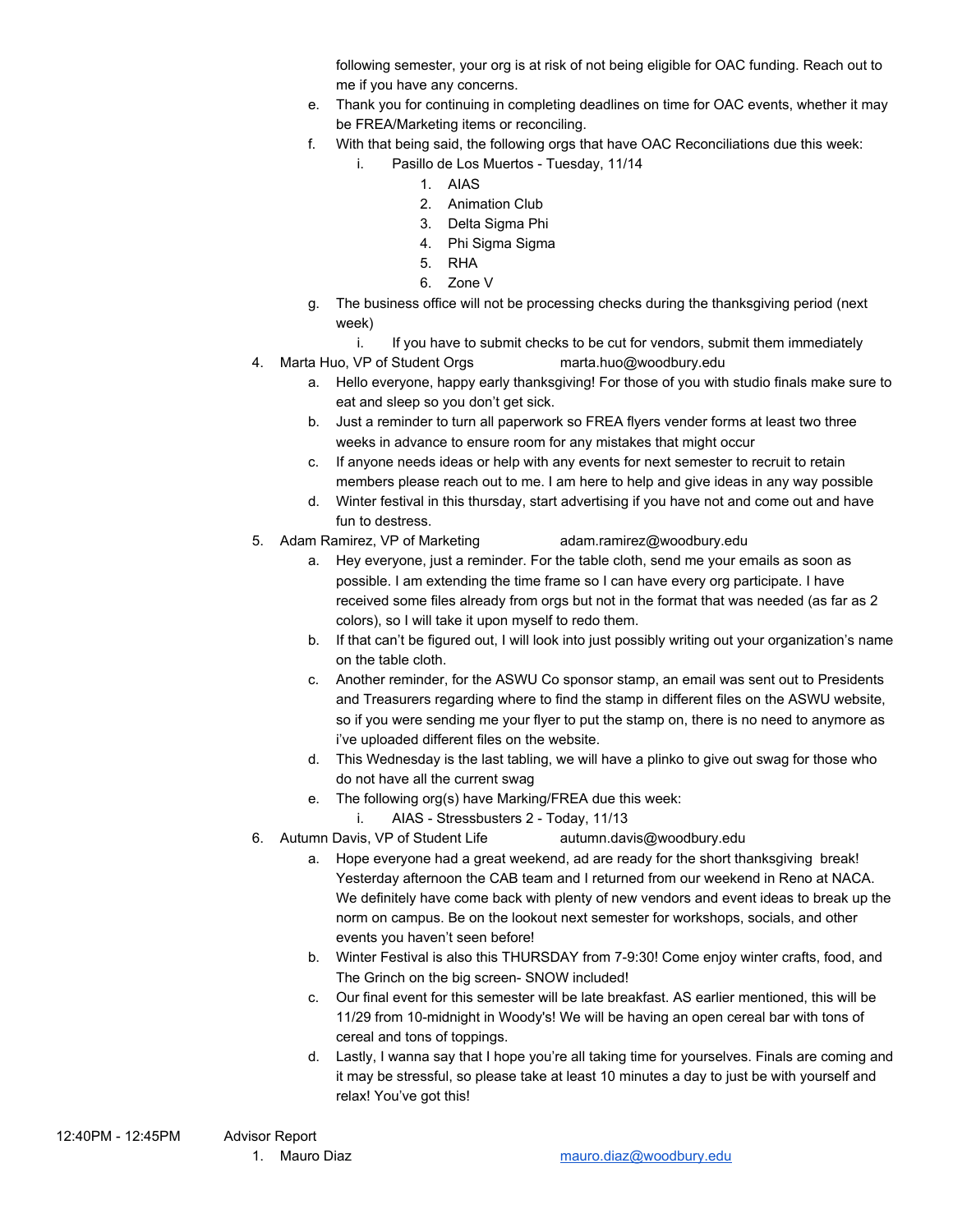following semester, your org is at risk of not being eligible for OAC funding. Reach out to me if you have any concerns.

   e. Thank you for continuing in completing deadlines on time for OAC events, whether it may be FREA/Marketing items or reconciling.
   f. With that being said, the following orgs that have OAC Reconciliations due this week:
      i. Pasillo de Los Muertos - Tuesday, 11/14
         1. AIAS
         2. Animation Club
         3. Delta Sigma Phi
         4. Phi Sigma Sigma
         5. RHA
         6. Zone V
   g. The business office will not be processing checks during the thanksgiving period (next week)
      i. If you have to submit checks to be cut for vendors, submit them immediately

4. Marta Huo, VP of Student Orgs marta.huo@woodbury.edu
   a. Hello everyone, happy early thanksgiving! For those of you with studio finals make sure to eat and sleep so you don't get sick.
   b. Just a reminder to turn all paperwork so FREA flyers vender forms at least two three weeks in advance to ensure room for any mistakes that might occur
   c. If anyone needs ideas or help with any events for next semester to recruit to retain members please reach out to me. I am here to help and give ideas in any way possible
   d. Winter festival in this thursday, start advertising if you have not and come out and have fun to destress.
5. Adam Ramirez, VP of Marketing adam.ramirez@woodbury.edu
   a. Hey everyone, just a reminder. For the table cloth, send me your emails as soon as possible. I am extending the time frame so I can have every org participate. I have received some files already from orgs but not in the format that was needed (as far as 2 colors), so I will take it upon myself to redo them.
   b. If that can't be figured out, I will look into just possibly writing out your organization's name on the table cloth.
   c. Another reminder, for the ASWU Co sponsor stamp, an email was sent out to Presidents and Treasurers regarding where to find the stamp in different files on the ASWU website, so if you were sending me your flyer to put the stamp on, there is no need to anymore as i've uploaded different files on the website.
   d. This Wednesday is the last tabling, we will have a plinko to give out swag for those who do not have all the current swag
   e. The following org(s) have Marking/FREA due this week:
      i. AIAS - Stressbusters 2 - Today, 11/13
6. Autumn Davis, VP of Student Life autumn.davis@woodbury.edu
   a. Hope everyone had a great weekend, ad are ready for the short thanksgiving break! Yesterday afternoon the CAB team and I returned from our weekend in Reno at NACA. We definitely have come back with plenty of new vendors and event ideas to break up the norm on campus. Be on the lookout next semester for workshops, socials, and other events you haven't seen before!
   b. Winter Festival is also this THURSDAY from 7-9:30! Come enjoy winter crafts, food, and The Grinch on the big screen- SNOW included!
   c. Our final event for this semester will be late breakfast. AS earlier mentioned, this will be 11/29 from 10-midnight in Woody's! We will be having an open cereal bar with tons of cereal and tons of toppings.
   d. Lastly, I wanna say that I hope you're all taking time for yourselves. Finals are coming and it may be stressful, so please take at least 10 minutes a day to just be with yourself and relax! You've got this!

12:40PM - 12:45PM Advisor Report

1. Mauro Diaz [mauro.diaz@woodbury.edu](mailto:mauro.diaz@woodbury.edu)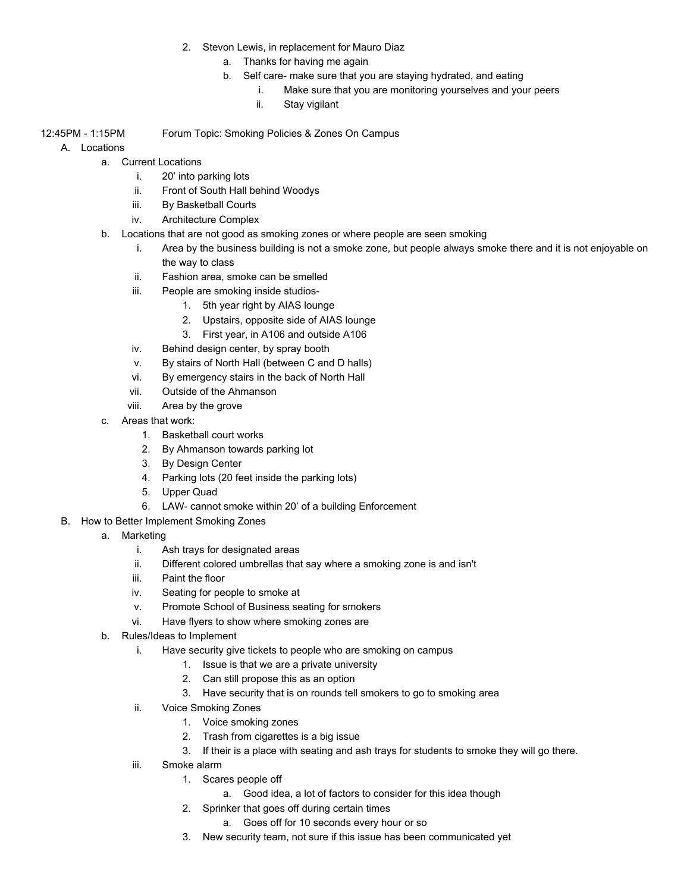2. Stevon Lewis, in replacement for Mauro Diaz
    a. Thanks for having me again
    b. Self care- make sure that you are staying hydrated, and eating
        i. Make sure that you are monitoring yourselves and your peers
        ii. Stay vigilant

12:45PM - 1:15PM Forum Topic: Smoking Policies & Zones On Campus

A. Locations
    a. Current Locations
        i. 20' into parking lots
        ii. Front of South Hall behind Woodys
        iii. By Basketball Courts
        iv. Architecture Complex
    b. Locations that are not good as smoking zones or where people are seen smoking
        i. Area by the business building is not a smoke zone, but people always smoke there and it is not enjoyable on the way to class
        ii. Fashion area, smoke can be smelled
        iii. People are smoking inside studios-
            1. 5th year right by AIAS lounge
            2. Upstairs, opposite side of AIAS lounge
            3. First year, in A106 and outside A106
        iv. Behind design center, by spray booth
        v. By stairs of North Hall (between C and D halls)
        vi. By emergency stairs in the back of North Hall
        vii. Outside of the Ahmanson
        viii. Area by the grove
    c. Areas that work:
        1. Basketball court works
        2. By Ahmanson towards parking lot
        3. By Design Center
        4. Parking lots (20 feet inside the parking lots)
        5. Upper Quad
        6. LAW- cannot smoke within 20' of a building Enforcement

B. How to Better Implement Smoking Zones
    a. Marketing
        i. Ash trays for designated areas
        ii. Different colored umbrellas that say where a smoking zone is and isn't
        iii. Paint the floor
        iv. Seating for people to smoke at
        v. Promote School of Business seating for smokers
        vi. Have flyers to show where smoking zones are
    b. Rules/Ideas to Implement
        i. Have security give tickets to people who are smoking on campus
            1. Issue is that we are a private university
            2. Can still propose this as an option
            3. Have security that is on rounds tell smokers to go to smoking area
        ii. Voice Smoking Zones
            1. Voice smoking zones
            2. Trash from cigarettes is a big issue
            3. If their is a place with seating and ash trays for students to smoke they will go there.
        iii. Smoke alarm
            1. Scares people off
                a. Good idea, a lot of factors to consider for this idea though
            2. Sprinker that goes off during certain times
                a. Goes off for 10 seconds every hour or so
            3. New security team, not sure if this issue has been communicated yet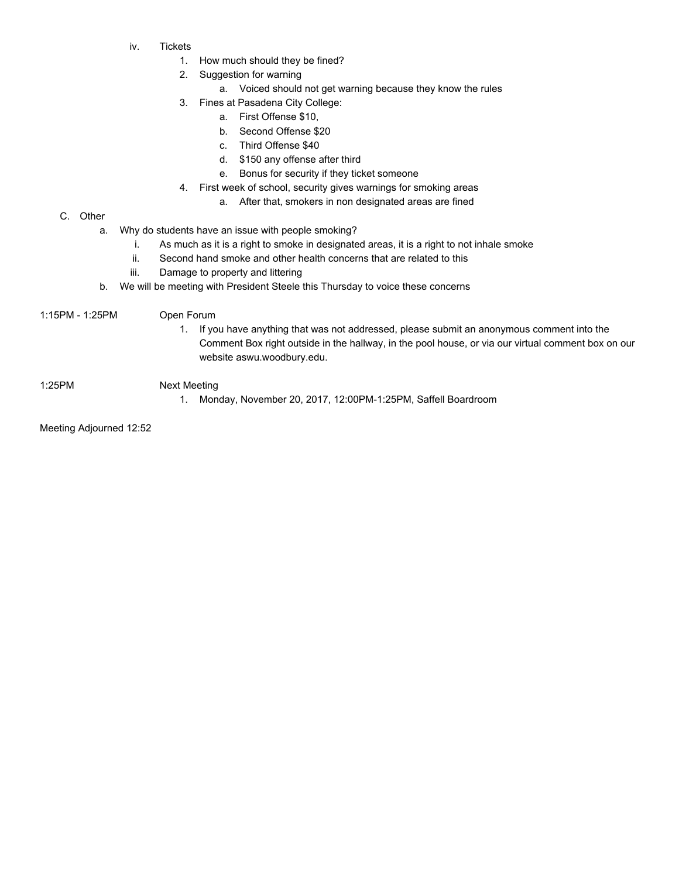iv. Tickets

1. How much should they be fined?
2. Suggestion for warning
    a. Voiced should not get warning because they know the rules
3. Fines at Pasadena City College:
    a. First Offense $10,
    b. Second Offense $20
    c. Third Offense $40
    d. $150 any offense after third
    e. Bonus for security if they ticket someone
4. First week of school, security gives warnings for smoking areas
    a. After that, smokers in non designated areas are fined

C. Other

a. Why do students have an issue with people smoking?
    i. As much as it is a right to smoke in designated areas, it is a right to not inhale smoke
    ii. Second hand smoke and other health concerns that are related to this
    iii. Damage to property and littering
b. We will be meeting with President Steele this Thursday to voice these concerns

1:15PM - 1:25PM Open Forum

1. If you have anything that was not addressed, please submit an anonymous comment into the Comment Box right outside in the hallway, in the pool house, or via our virtual comment box on our website aswu.woodbury.edu.

1:25PM Next Meeting

1. Monday, November 20, 2017, 12:00PM-1:25PM, Saffell Boardroom

Meeting Adjourned 12:52